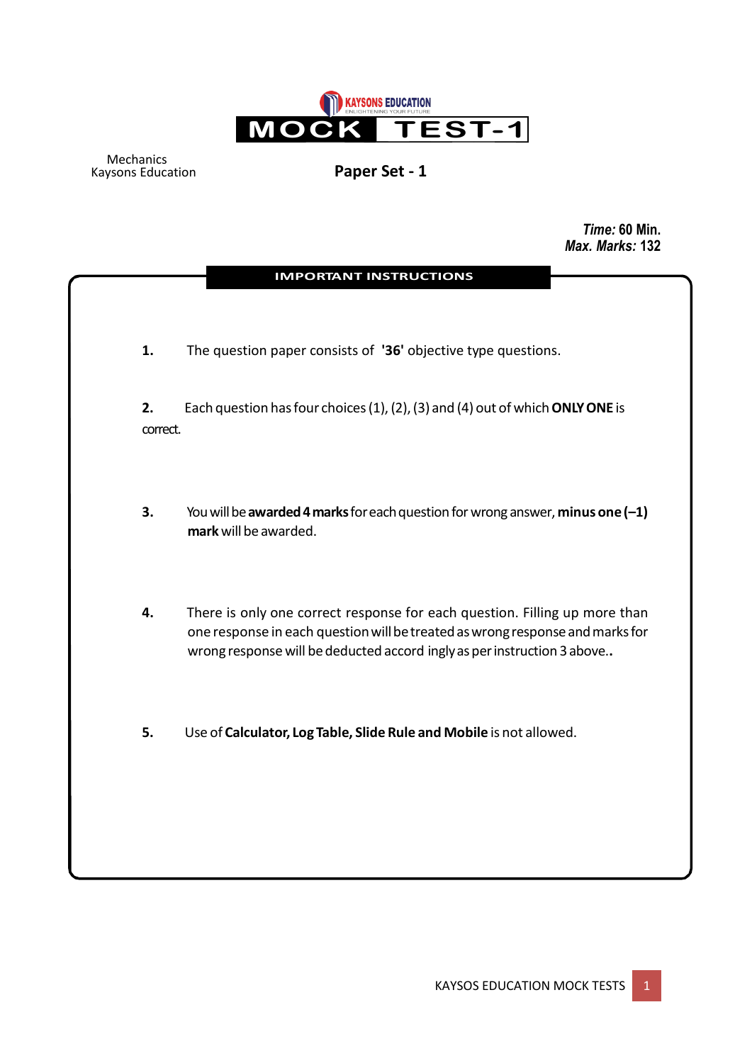KAYSONS EDUCATION
ENLIGHTENING YOUR FUTURE

# MOCK TEST-1

Mechanics
Kaysons Education

## Paper Set - 1

*Time:* 60 Min.
*Max. Marks:* 132

### IMPORTANT INSTRUCTIONS

1. The question paper consists of **'36'** objective type questions.

2. Each question has four choices (1), (2), (3) and (4) out of which **ONLY ONE** is correct.

3. You will be **awarded 4 marks** for each question for wrong answer, **minus one (–1) mark** will be awarded.

4. There is only one correct response for each question. Filling up more than one response in each question will be treated as wrong response and marks for wrong response will be deducted accord ingly as per instruction 3 above..

5. Use of **Calculator, Log Table, Slide Rule and Mobile** is not allowed.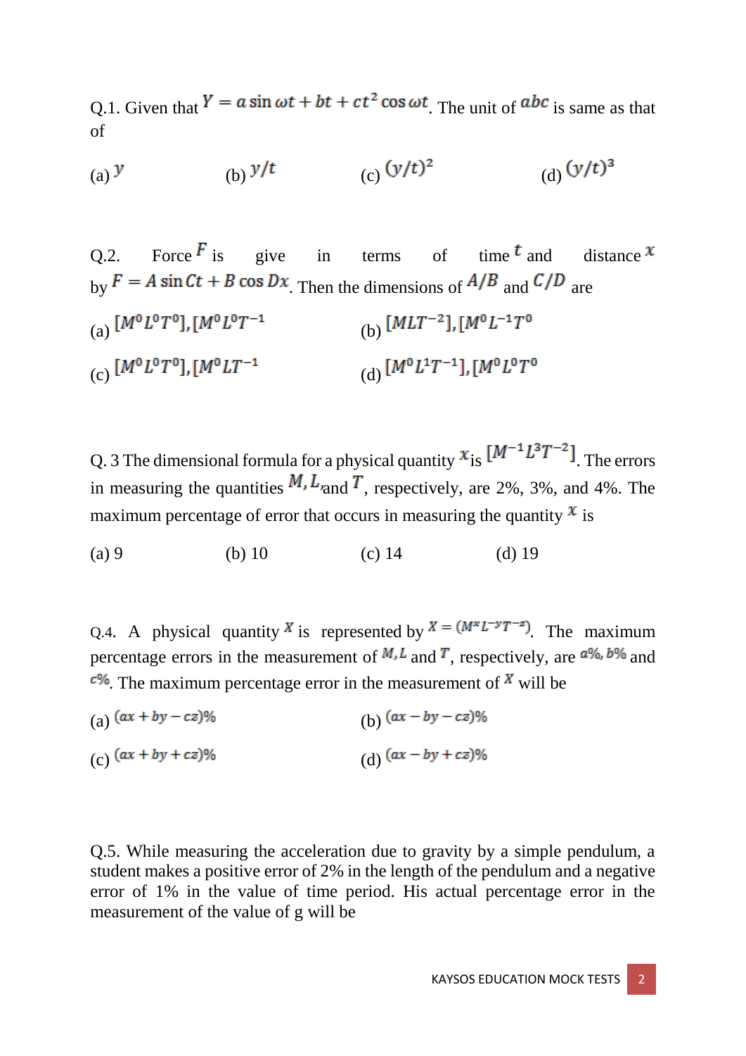Q.1. Given that $Y = a \sin \omega t + bt + ct^2 \cos \omega t$. The unit of $abc$ is same as that of

(a) $y$ (b) $y/t$ (c) $(y/t)^2$ (d) $(y/t)^3$

Q.2. Force $F$ is give in terms of time $t$ and distance $x$ by $F = A \sin Ct + B \cos Dx$. Then the dimensions of $A/B$ and $C/D$ are

(a) $[M^0L^0T^0], [M^0L^0T^{-1}$

(b) $[MLT^{-2}], [M^0L^{-1}T^0$

(c) $[M^0L^0T^0], [M^0LT^{-1}$

(d) $[M^0L^1T^{-1}], [M^0L^0T^0$

Q. 3 The dimensional formula for a physical quantity $x$ is $[M^{-1}L^3T^{-2}]$. The errors in measuring the quantities $M, L,$ and $T$, respectively, are 2%, 3%, and 4%. The maximum percentage of error that occurs in measuring the quantity $x$ is

(a) 9 (b) 10 (c) 14 (d) 19

Q.4. A physical quantity $X$ is represented by $X = (M^xL^{-y}T^{-z})$. The maximum percentage errors in the measurement of $M, L$ and $T$, respectively, are $a\%, b\%$ and $c\%$. The maximum percentage error in the measurement of $X$ will be

(a) $(ax + by - cz)\%$

(b) $(ax - by - cz)\%$

(c) $(ax + by + cz)\%$

(d) $(ax - by + cz)\%$

Q.5. While measuring the acceleration due to gravity by a simple pendulum, a student makes a positive error of 2% in the length of the pendulum and a negative error of 1% in the value of time period. His actual percentage error in the measurement of the value of g will be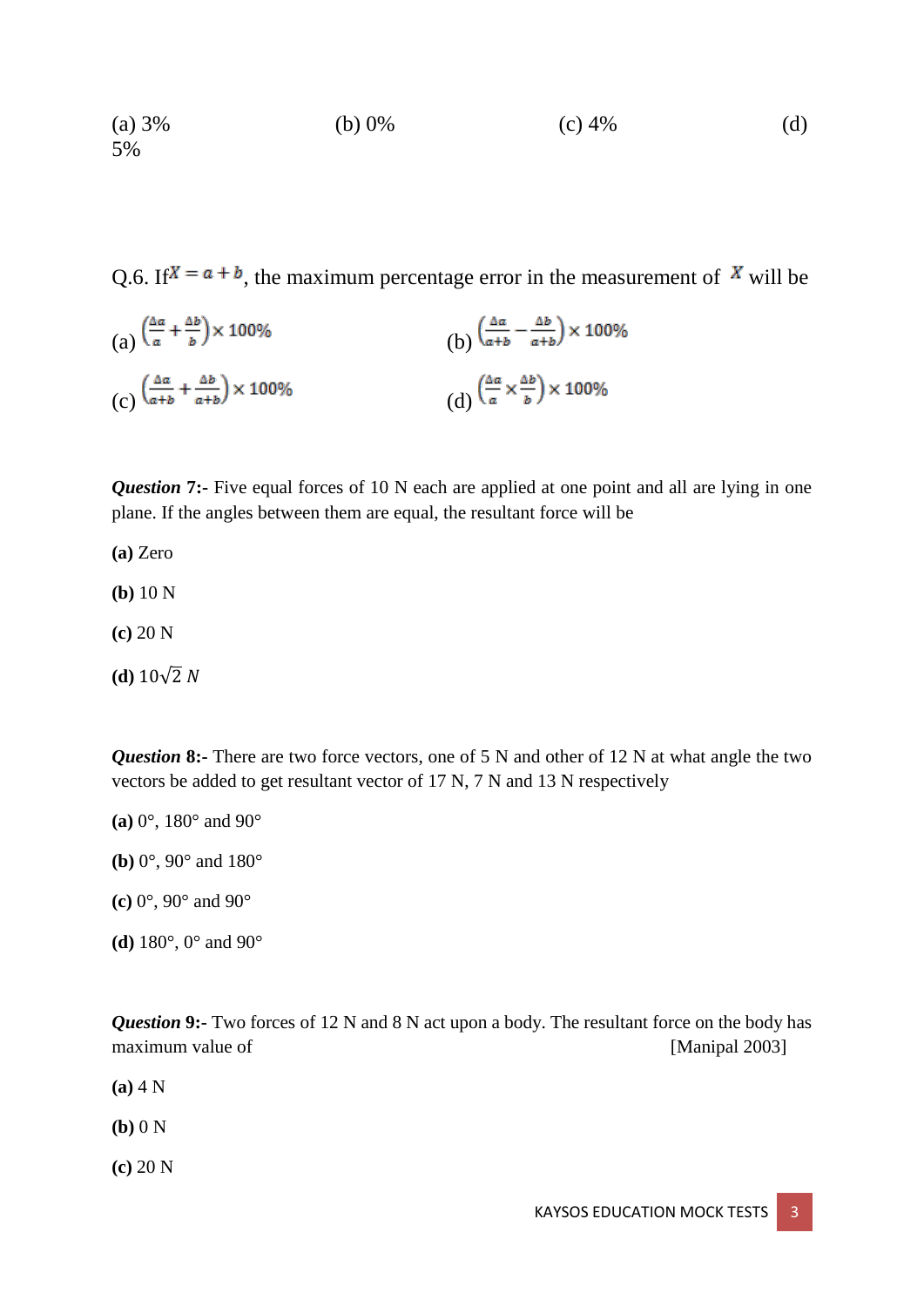(a) 3% (b) 0% (c) 4% (d) 5%

Q.6. If $X = a + b$, the maximum percentage error in the measurement of $X$ will be

(a) $\left(\frac{\Delta a}{a} + \frac{\Delta b}{b}\right) \times 100\%$

(b) $\left(\frac{\Delta a}{a+b} - \frac{\Delta b}{a+b}\right) \times 100\%$

(c) $\left(\frac{\Delta a}{a+b} + \frac{\Delta b}{a+b}\right) \times 100\%$

(d) $\left(\frac{\Delta a}{a} \times \frac{\Delta b}{b}\right) \times 100\%$

***Question* 7:-** Five equal forces of 10 N each are applied at one point and all are lying in one plane. If the angles between them are equal, the resultant force will be

**(a)** Zero

**(b)** 10 N

**(c)** 20 N

**(d)** $10\sqrt{2}\ N$

***Question* 8:-** There are two force vectors, one of 5 N and other of 12 N at what angle the two vectors be added to get resultant vector of 17 N, 7 N and 13 N respectively

**(a)** 0°, 180° and 90°

**(b)** 0°, 90° and 180°

**(c)** 0°, 90° and 90°

**(d)** 180°, 0° and 90°

***Question* 9:-** Two forces of 12 N and 8 N act upon a body. The resultant force on the body has maximum value of [Manipal 2003]

**(a)** 4 N

**(b)** 0 N

**(c)** 20 N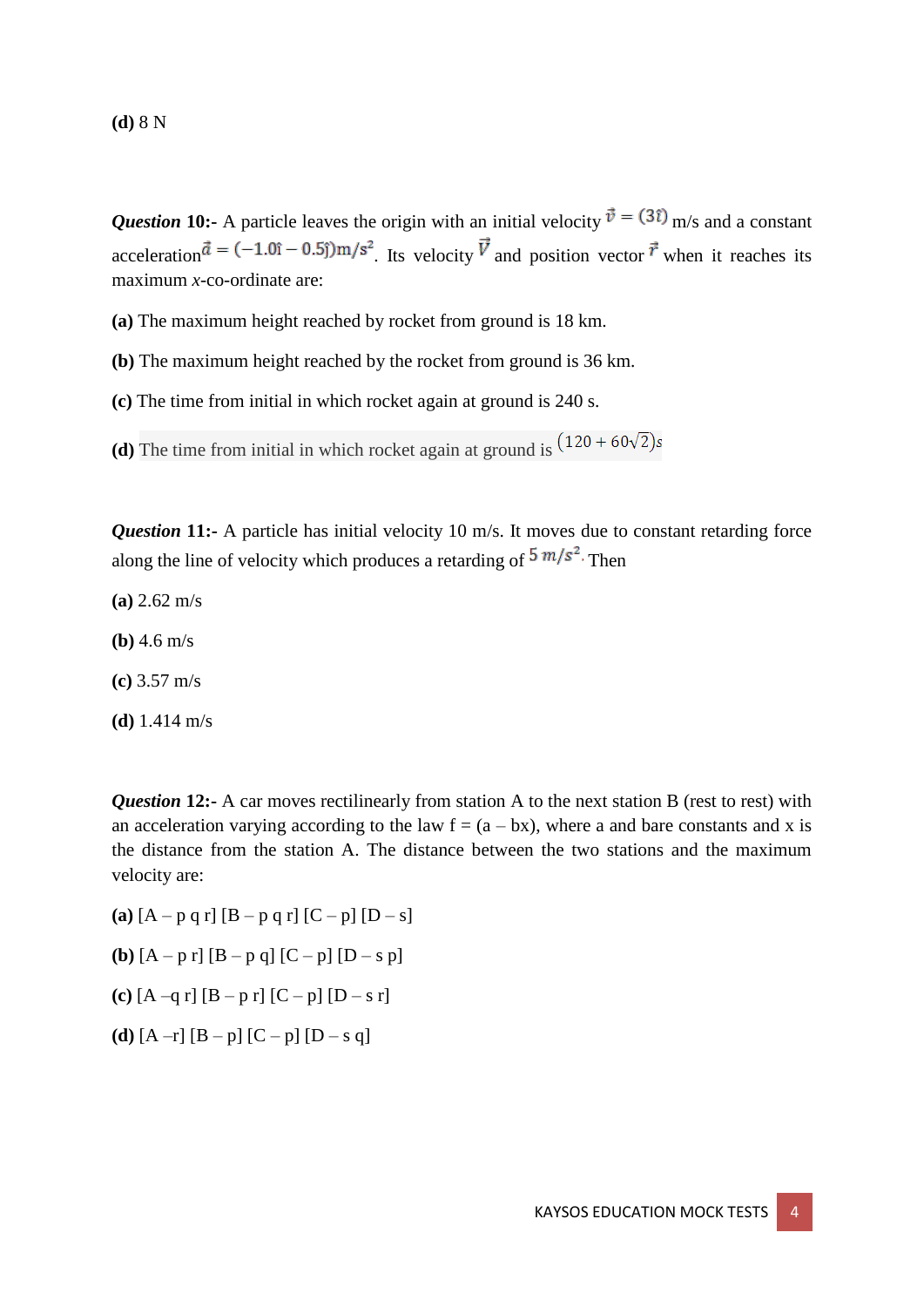**(d)** 8 N

***Question* 10:-** A particle leaves the origin with an initial velocity $\vec{v} = (3\hat{i})$ m/s and a constant acceleration $\vec{a} = (-1.0\hat{i} - 0.5\hat{j})\text{m/s}^2$. Its velocity $\vec{V}$ and position vector $\vec{r}$ when it reaches its maximum *x*-co-ordinate are:

**(a)** The maximum height reached by rocket from ground is 18 km.

**(b)** The maximum height reached by the rocket from ground is 36 km.

**(c)** The time from initial in which rocket again at ground is 240 s.

**(d)** The time from initial in which rocket again at ground is $(120 + 60\sqrt{2})s$

***Question* 11:-** A particle has initial velocity 10 m/s. It moves due to constant retarding force along the line of velocity which produces a retarding of $5\ m/s^2$. Then

**(a)** 2.62 m/s

**(b)** 4.6 m/s

**(c)** 3.57 m/s

**(d)** 1.414 m/s

***Question* 12:-** A car moves rectilinearly from station A to the next station B (rest to rest) with an acceleration varying according to the law f = (a – bx), where a and bare constants and x is the distance from the station A. The distance between the two stations and the maximum velocity are:

**(a)** [A – p q r] [B – p q r] [C – p] [D – s]

**(b)** [A – p r] [B – p q] [C – p] [D – s p]

**(c)** [A –q r] [B – p r] [C – p] [D – s r]

**(d)** [A –r] [B – p] [C – p] [D – s q]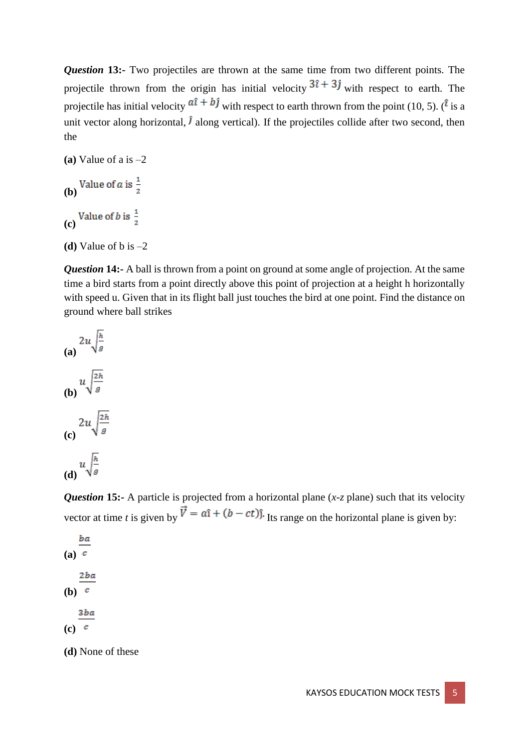***Question* 13:-** Two projectiles are thrown at the same time from two different points. The projectile thrown from the origin has initial velocity $3\hat{\imath} + 3\hat{\jmath}$ with respect to earth. The projectile has initial velocity $a\hat{\imath} + b\hat{\jmath}$ with respect to earth thrown from the point (10, 5). ($\hat{\imath}$ is a unit vector along horizontal, $\hat{\jmath}$ along vertical). If the projectiles collide after two second, then the

**(a)** Value of a is –2

**(b)** Value of $a$ is $\frac{1}{2}$

**(c)** Value of $b$ is $\frac{1}{2}$

**(d)** Value of b is –2

***Question* 14:-** A ball is thrown from a point on ground at some angle of projection. At the same time a bird starts from a point directly above this point of projection at a height h horizontally with speed u. Given that in its flight ball just touches the bird at one point. Find the distance on ground where ball strikes

**(a)** $2u\sqrt{\frac{h}{g}}$

**(b)** $u\sqrt{\frac{2h}{g}}$

**(c)** $2u\sqrt{\frac{2h}{g}}$

**(d)** $u\sqrt{\frac{h}{g}}$

***Question* 15:-** A particle is projected from a horizontal plane (*x-z* plane) such that its velocity vector at time *t* is given by $\vec{V} = a\hat{\imath} + (b - ct)\hat{\jmath}$. Its range on the horizontal plane is given by:

**(a)** $\frac{ba}{c}$

**(b)** $\frac{2ba}{c}$

**(c)** $\frac{3ba}{c}$

**(d)** None of these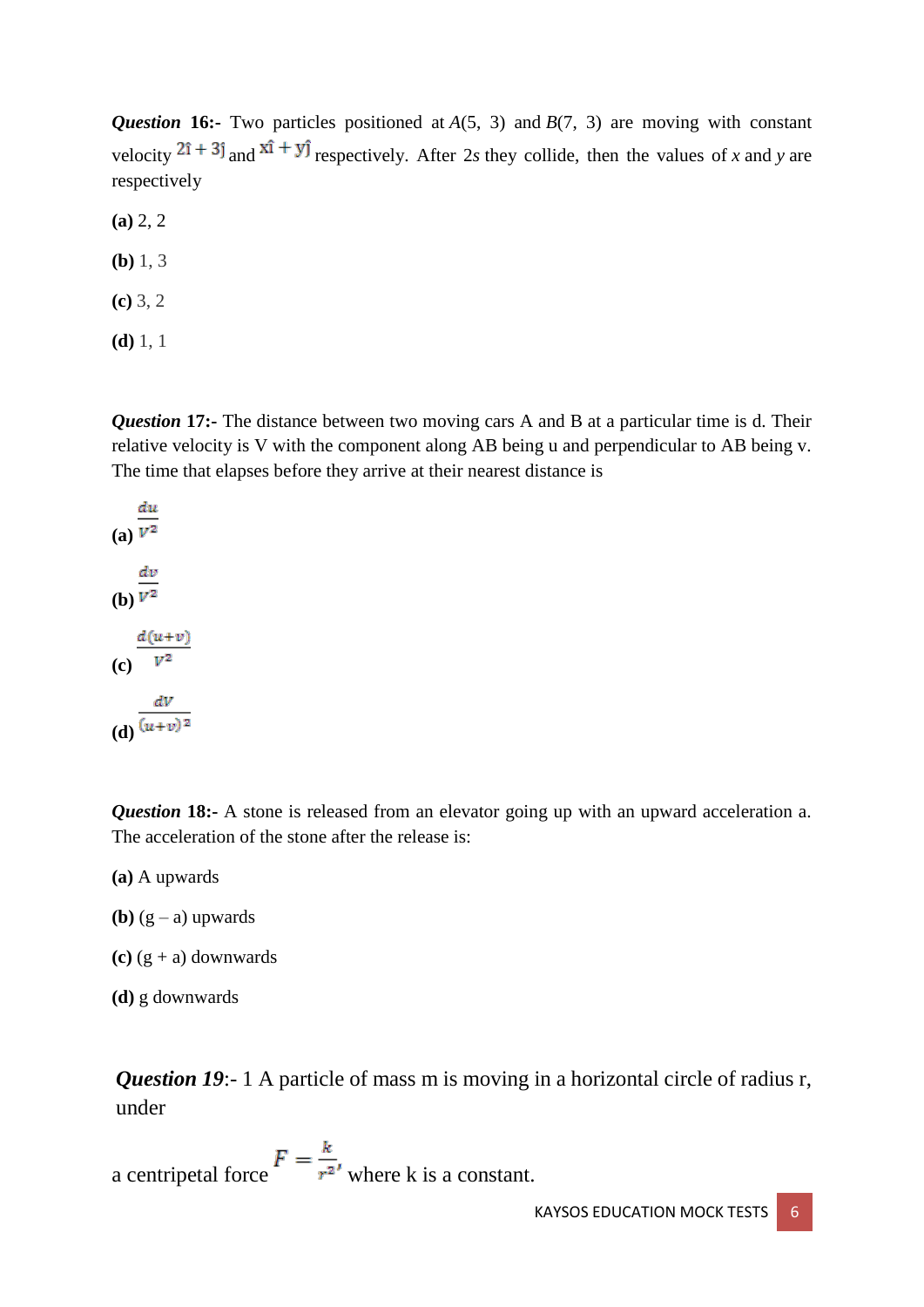***Question* 16:-** Two particles positioned at $A(5, 3)$ and $B(7, 3)$ are moving with constant velocity $2\hat{i} + 3\hat{j}$ and $x\hat{i} + y\hat{j}$ respectively. After 2*s* they collide, then the values of *x* and *y* are respectively

**(a)** 2, 2

**(b)** 1, 3

**(c)** 3, 2

**(d)** 1, 1

***Question* 17:-** The distance between two moving cars A and B at a particular time is d. Their relative velocity is V with the component along AB being u and perpendicular to AB being v. The time that elapses before they arrive at their nearest distance is

**(a)** $\frac{du}{V^2}$

**(b)** $\frac{dv}{V^2}$

**(c)** $\frac{d(u+v)}{V^2}$

**(d)** $\frac{dV}{(u+v)^2}$

***Question* 18:-** A stone is released from an elevator going up with an upward acceleration a. The acceleration of the stone after the release is:

**(a)** A upwards

**(b)** (g – a) upwards

**(c)** (g + a) downwards

**(d)** g downwards

***Question 19***:- 1 A particle of mass m is moving in a horizontal circle of radius r, under

a centripetal force $F = \frac{k}{r^2}$, where k is a constant.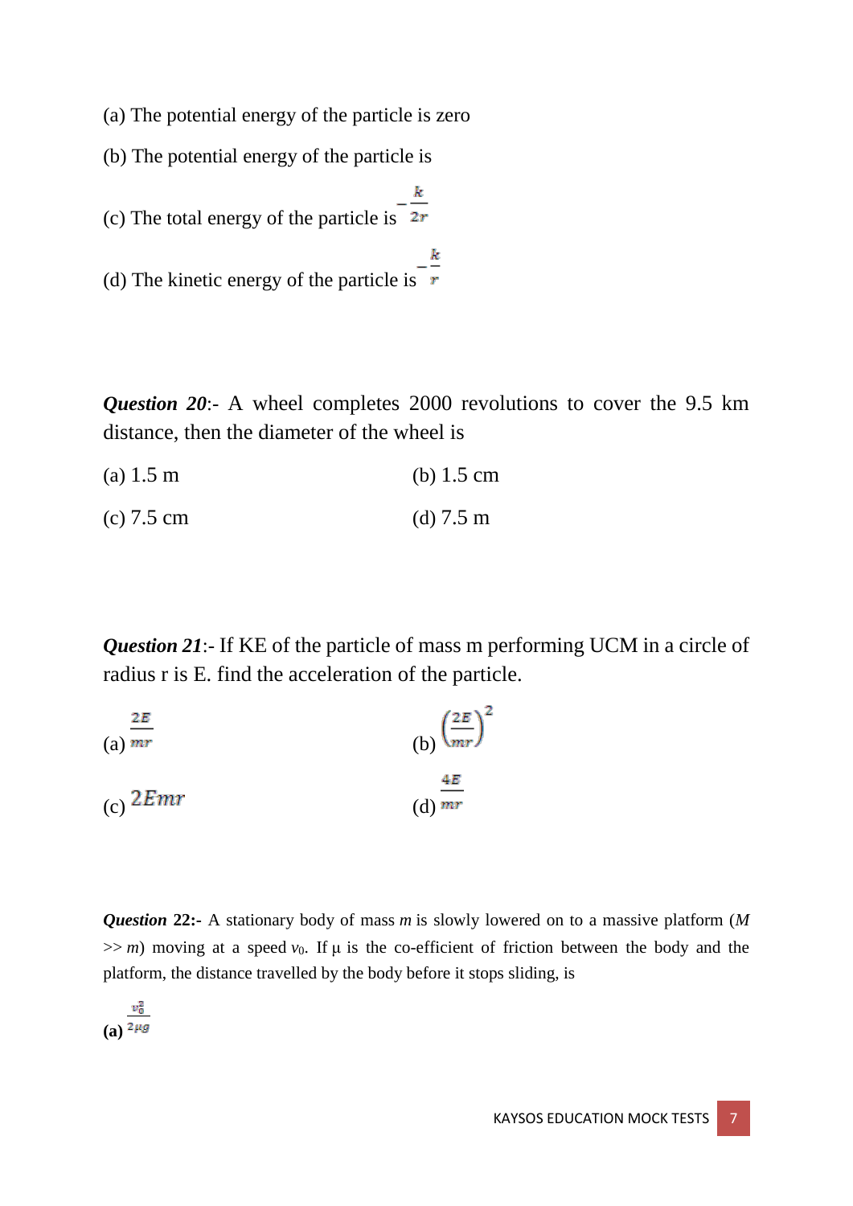(a) The potential energy of the particle is zero

(b) The potential energy of the particle is

(c) The total energy of the particle is $-\frac{k}{2r}$

(d) The kinetic energy of the particle is $-\frac{k}{r}$

***Question 20***:- A wheel completes 2000 revolutions to cover the 9.5 km distance, then the diameter of the wheel is

(a) 1.5 m

(b) 1.5 cm

(c) 7.5 cm

(d) 7.5 m

***Question 21***:- If KE of the particle of mass m performing UCM in a circle of radius r is E. find the acceleration of the particle.

(a) $\frac{2E}{mr}$

(b) $\left(\frac{2E}{mr}\right)^2$

(c) $2Emr$

(d) $\frac{4E}{mr}$

***Question* 22:-** A stationary body of mass $m$ is slowly lowered on to a massive platform ($M >> m$) moving at a speed $v_0$. If μ is the co-efficient of friction between the body and the platform, the distance travelled by the body before it stops sliding, is

**(a)** $\frac{v_0^2}{2\mu g}$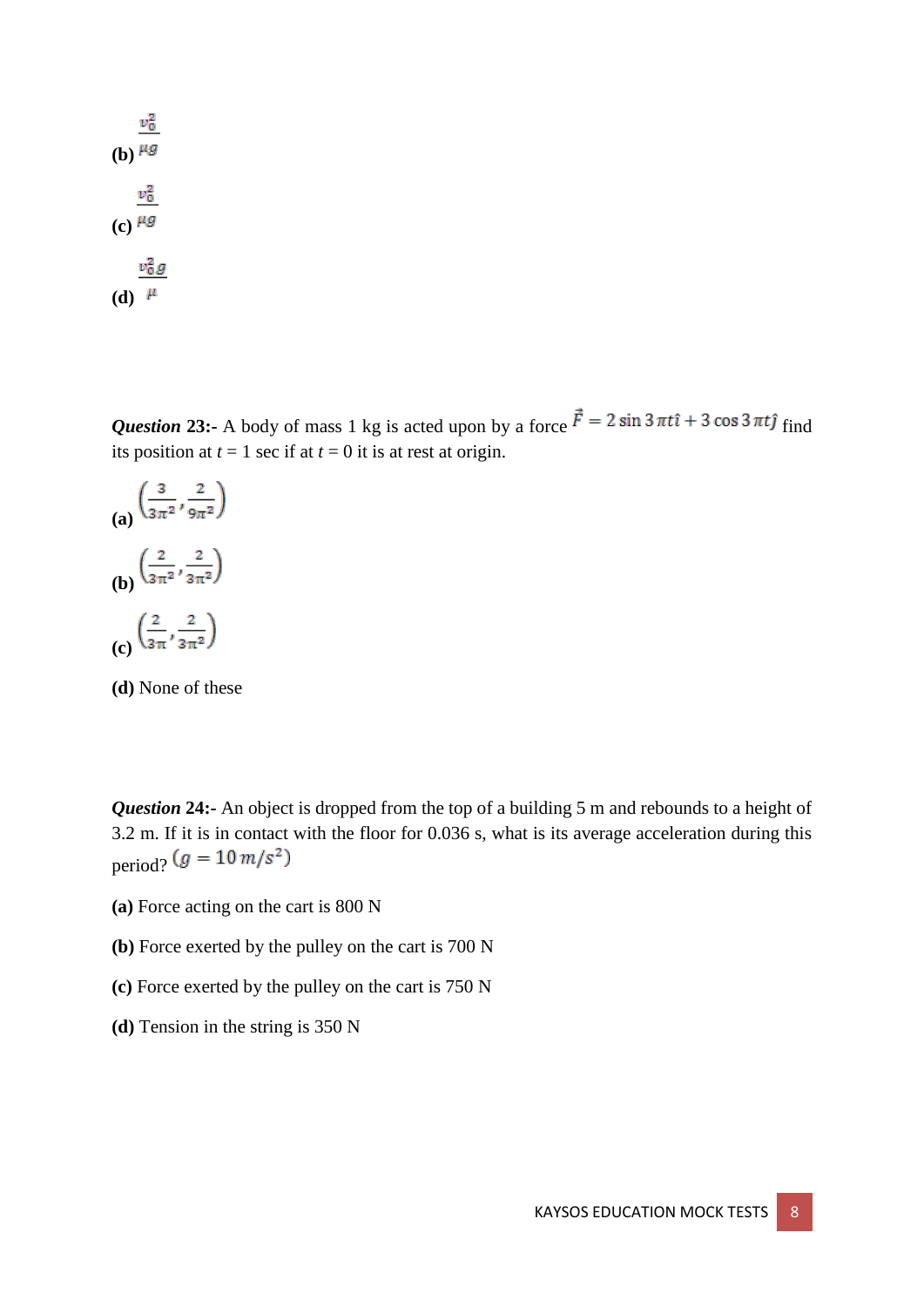**(b)** $\frac{v_0^2}{\mu g}$

**(c)** $\frac{v_0^2}{\mu g}$

**(d)** $\frac{v_0^2 g}{\mu}$

***Question* 23:-** A body of mass 1 kg is acted upon by a force $\vec{F} = 2\sin 3\pi t\hat{i} + 3\cos 3\pi t\hat{j}$ find its position at $t$ = 1 sec if at $t$ = 0 it is at rest at origin.

**(a)** $\left(\frac{3}{3\pi^2}, \frac{2}{9\pi^2}\right)$

**(b)** $\left(\frac{2}{3\pi^2}, \frac{2}{3\pi^2}\right)$

**(c)** $\left(\frac{2}{3\pi}, \frac{2}{3\pi^2}\right)$

**(d)** None of these

***Question* 24:-** An object is dropped from the top of a building 5 m and rebounds to a height of 3.2 m. If it is in contact with the floor for 0.036 s, what is its average acceleration during this period? $(g = 10\, m/s^2)$

**(a)** Force acting on the cart is 800 N

**(b)** Force exerted by the pulley on the cart is 700 N

**(c)** Force exerted by the pulley on the cart is 750 N

**(d)** Tension in the string is 350 N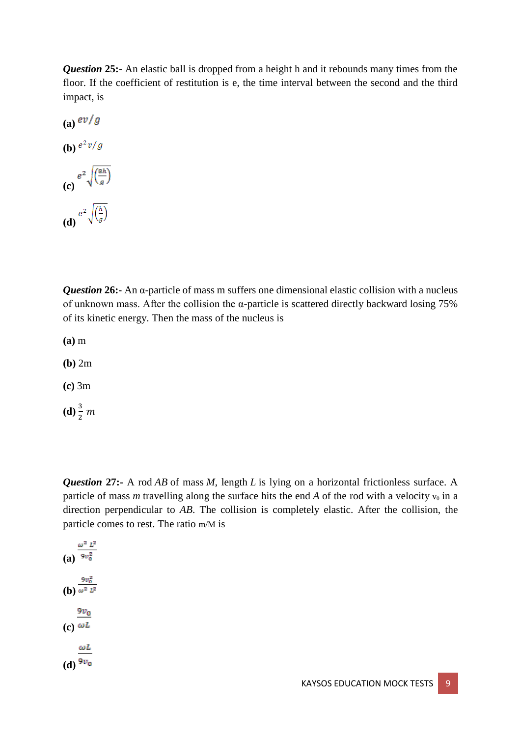***Question* 25:-** An elastic ball is dropped from a height h and it rebounds many times from the floor. If the coefficient of restitution is e, the time interval between the second and the third impact, is

**(a)** $ev/g$

**(b)** $e^2 v/g$

**(c)** $e^2 \sqrt{\left(\frac{8h}{g}\right)}$

**(d)** $e^2 \sqrt{\left(\frac{h}{g}\right)}$

***Question* 26:-** An α-particle of mass m suffers one dimensional elastic collision with a nucleus of unknown mass. After the collision the α-particle is scattered directly backward losing 75% of its kinetic energy. Then the mass of the nucleus is

**(a)** m

**(b)** 2m

**(c)** 3m

**(d)** $\frac{3}{2}\, m$

***Question* 27:-** A rod *AB* of mass *M*, length *L* is lying on a horizontal frictionless surface. A particle of mass *m* travelling along the surface hits the end *A* of the rod with a velocity $v_0$ in a direction perpendicular to *AB*. The collision is completely elastic. After the collision, the particle comes to rest. The ratio m/M is

**(a)** $\frac{\omega^2 L^2}{9v_0^2}$

**(b)** $\frac{9v_0^2}{\omega^2 L^2}$

**(c)** $\frac{9v_0}{\omega L}$

**(d)** $\frac{\omega L}{9v_0}$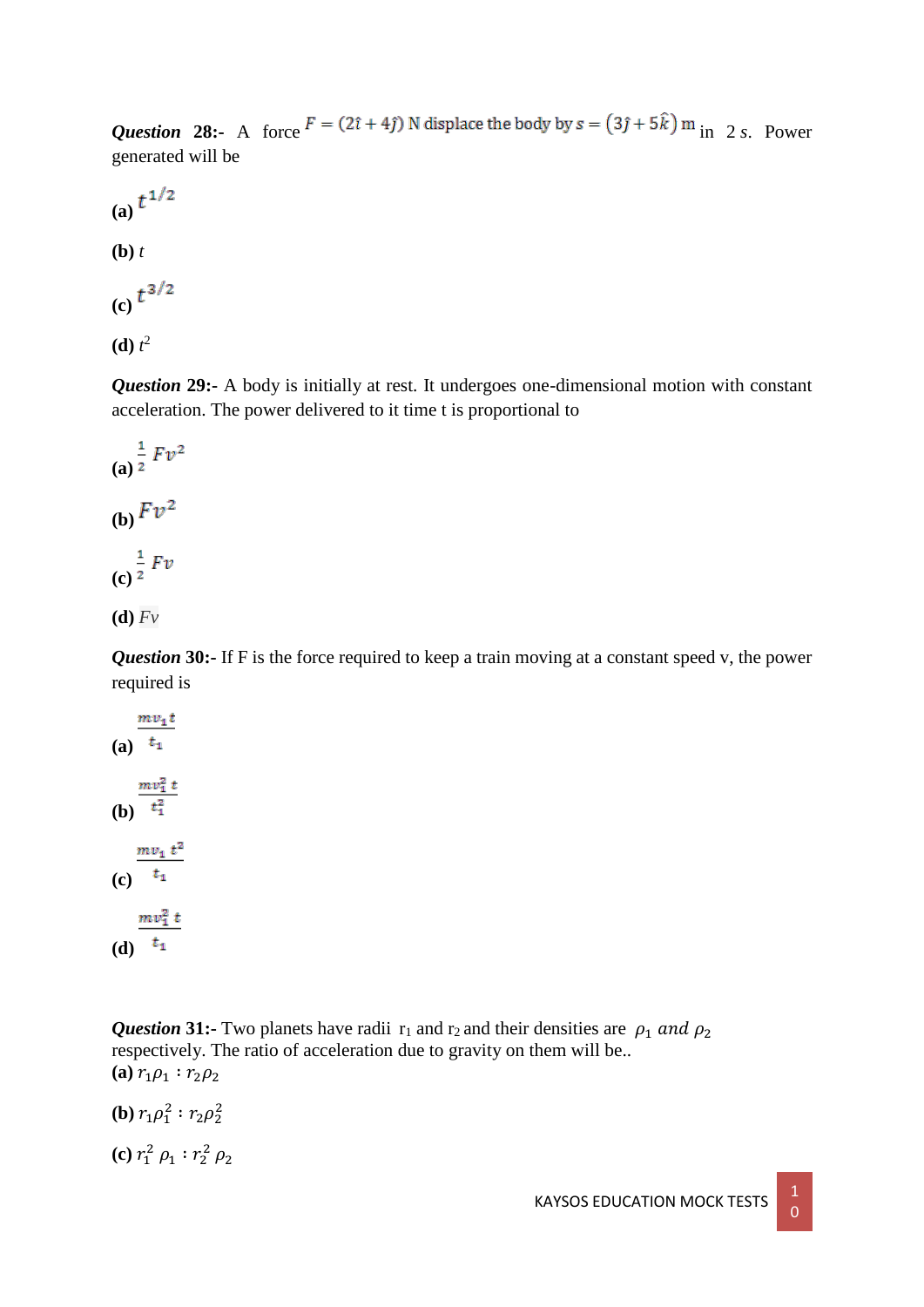***Question* 28:-** A force $F = (2\hat{\imath} + 4\hat{\jmath})$ N displace the body by $s = (3\hat{\jmath} + 5\hat{k})$ m in 2 *s*. Power generated will be

**(a)** $t^{1/2}$

**(b)** *t*

**(c)** $t^{3/2}$

**(d)** $t^2$

***Question* 29:-** A body is initially at rest. It undergoes one-dimensional motion with constant acceleration. The power delivered to it time t is proportional to

**(a)** $\frac{1}{2}\,Fv^2$

**(b)** $Fv^2$

**(c)** $\frac{1}{2}\,Fv$

**(d)** *Fv*

***Question* 30:-** If F is the force required to keep a train moving at a constant speed v, the power required is

**(a)** $\frac{mv_1 t}{t_1}$

**(b)** $\frac{mv_1^2\, t}{t_1^2}$

**(c)** $\frac{mv_1\, t^2}{t_1}$

**(d)** $\frac{mv_1^2\, t}{t_1}$

***Question* 31:-** Two planets have radii $r_1$ and $r_2$ and their densities are $\rho_1$ *and* $\rho_2$ respectively. The ratio of acceleration due to gravity on them will be..

**(a)** $r_1\rho_1 : r_2\rho_2$

**(b)** $r_1\rho_1^2 : r_2\rho_2^2$

**(c)** $r_1^2\,\rho_1 : r_2^2\,\rho_2$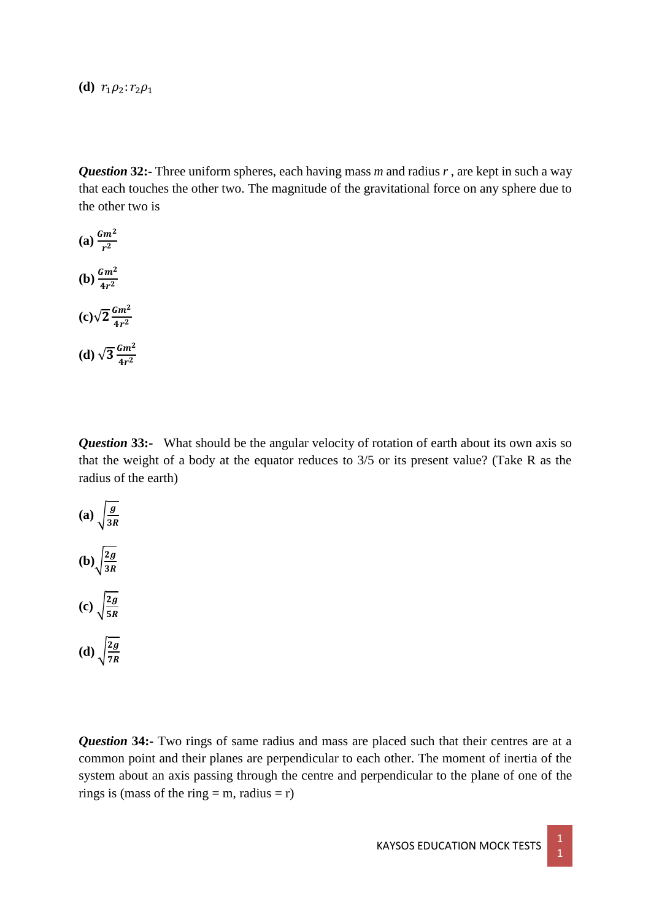**(d)** $r_1\rho_2 : r_2\rho_1$

***Question* 32:-** Three uniform spheres, each having mass *m* and radius *r* , are kept in such a way that each touches the other two. The magnitude of the gravitational force on any sphere due to the other two is

**(a)** $\frac{Gm^2}{r^2}$

**(b)** $\frac{Gm^2}{4r^2}$

**(c)** $\sqrt{2}\frac{Gm^2}{4r^2}$

**(d)** $\sqrt{3}\frac{Gm^2}{4r^2}$

***Question* 33:-** What should be the angular velocity of rotation of earth about its own axis so that the weight of a body at the equator reduces to 3/5 or its present value? (Take R as the radius of the earth)

**(a)** $\sqrt{\frac{g}{3R}}$

**(b)** $\sqrt{\frac{2g}{3R}}$

**(c)** $\sqrt{\frac{2g}{5R}}$

**(d)** $\sqrt{\frac{2g}{7R}}$

***Question* 34:-** Two rings of same radius and mass are placed such that their centres are at a common point and their planes are perpendicular to each other. The moment of inertia of the system about an axis passing through the centre and perpendicular to the plane of one of the rings is (mass of the ring = m, radius = r)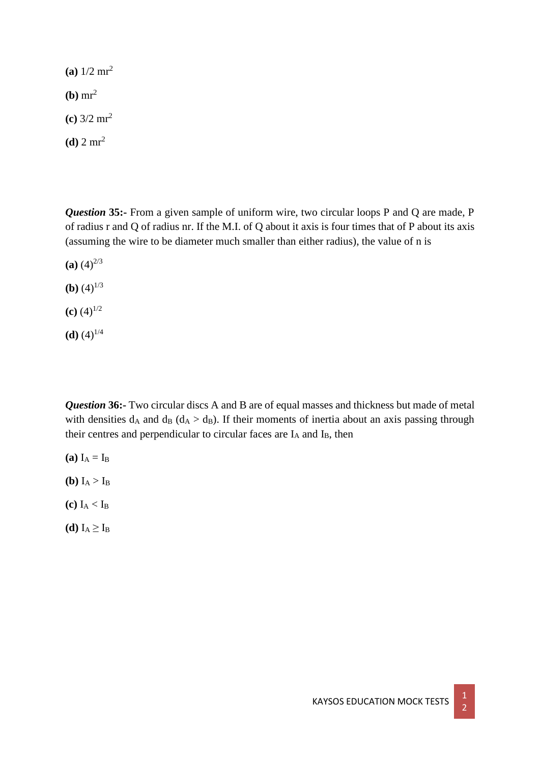**(a)** $1/2\ mr^2$

**(b)** $mr^2$

**(c)** $3/2\ mr^2$

**(d)** $2\ mr^2$

***Question* 35:-** From a given sample of uniform wire, two circular loops P and Q are made, P of radius r and Q of radius nr. If the M.I. of Q about it axis is four times that of P about its axis (assuming the wire to be diameter much smaller than either radius), the value of n is

**(a)** $(4)^{2/3}$

**(b)** $(4)^{1/3}$

**(c)** $(4)^{1/2}$

**(d)** $(4)^{1/4}$

***Question* 36:-** Two circular discs A and B are of equal masses and thickness but made of metal with densities $d_A$ and $d_B$ ($d_A > d_B$). If their moments of inertia about an axis passing through their centres and perpendicular to circular faces are $I_A$ and $I_B$, then

**(a)** $I_A = I_B$

**(b)** $I_A > I_B$

**(c)** $I_A < I_B$

**(d)** $I_A \geq I_B$